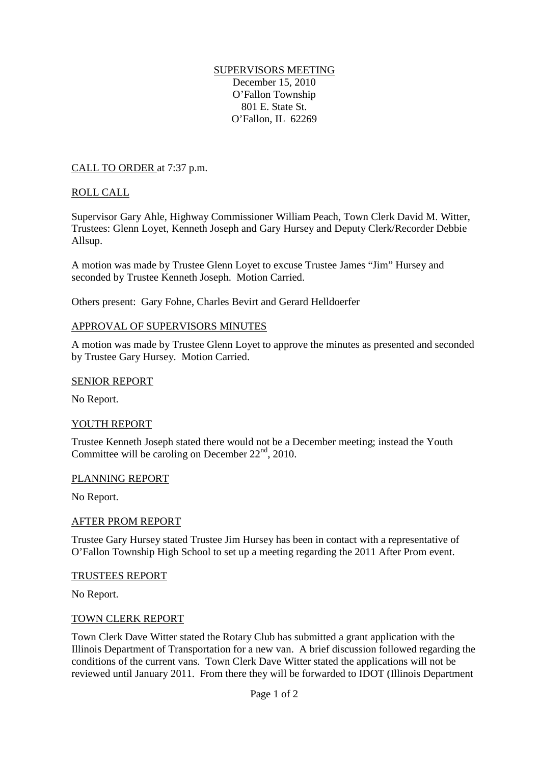# SUPERVISORS MEETING

December 15, 2010
O'Fallon Township
801 E. State St.
O'Fallon, IL 62269

## CALL TO ORDER at 7:37 p.m.

## ROLL CALL

Supervisor Gary Ahle, Highway Commissioner William Peach, Town Clerk David M. Witter, Trustees: Glenn Loyet, Kenneth Joseph and Gary Hursey and Deputy Clerk/Recorder Debbie Allsup.

A motion was made by Trustee Glenn Loyet to excuse Trustee James "Jim" Hursey and seconded by Trustee Kenneth Joseph. Motion Carried.

Others present: Gary Fohne, Charles Bevirt and Gerard Helldoerfer

## APPROVAL OF SUPERVISORS MINUTES

A motion was made by Trustee Glenn Loyet to approve the minutes as presented and seconded by Trustee Gary Hursey. Motion Carried.

## SENIOR REPORT

No Report.

## YOUTH REPORT

Trustee Kenneth Joseph stated there would not be a December meeting; instead the Youth Committee will be caroling on December 22nd, 2010.

## PLANNING REPORT

No Report.

## AFTER PROM REPORT

Trustee Gary Hursey stated Trustee Jim Hursey has been in contact with a representative of O'Fallon Township High School to set up a meeting regarding the 2011 After Prom event.

## TRUSTEES REPORT

No Report.

## TOWN CLERK REPORT

Town Clerk Dave Witter stated the Rotary Club has submitted a grant application with the Illinois Department of Transportation for a new van. A brief discussion followed regarding the conditions of the current vans. Town Clerk Dave Witter stated the applications will not be reviewed until January 2011. From there they will be forwarded to IDOT (Illinois Department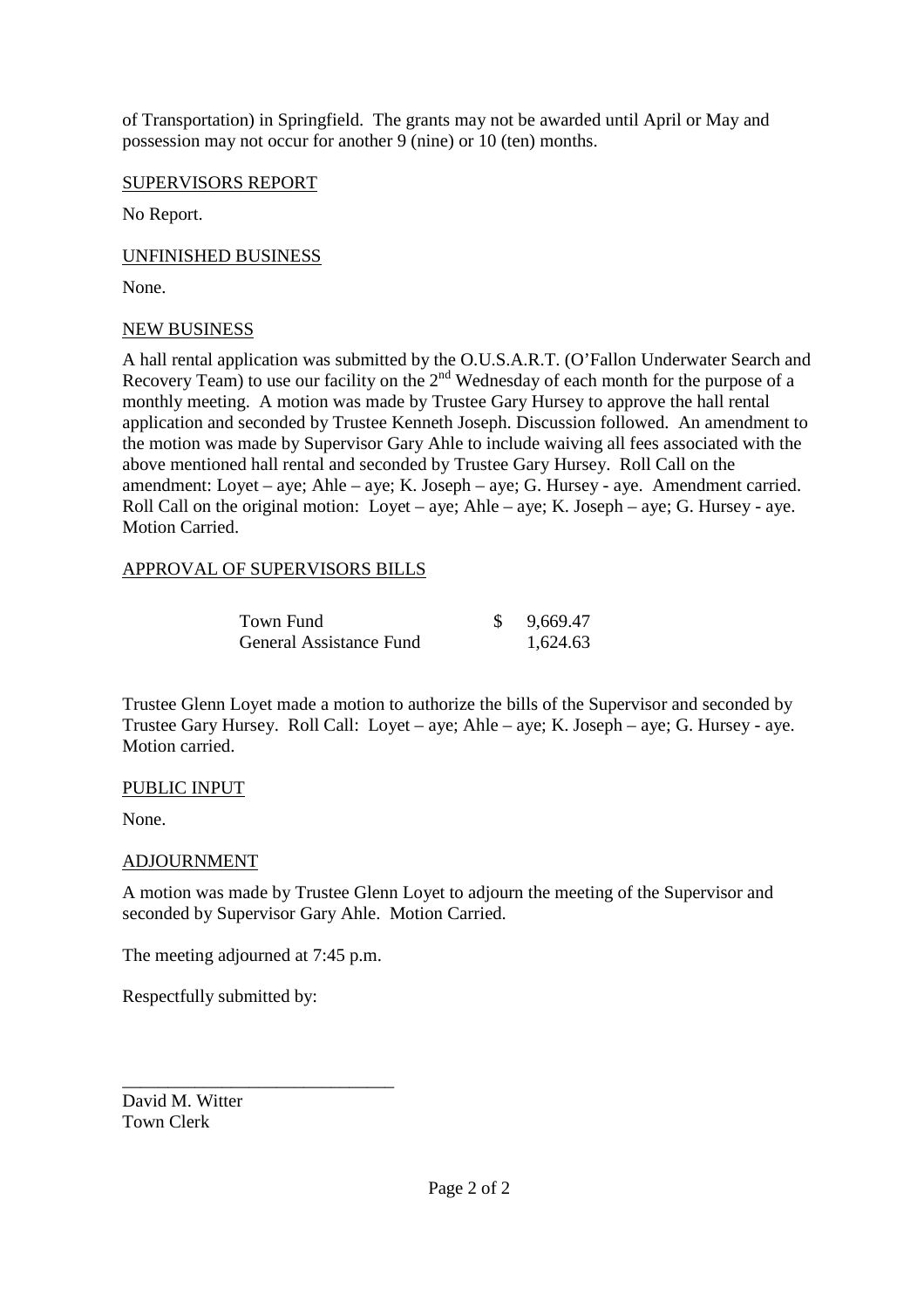of Transportation) in Springfield. The grants may not be awarded until April or May and possession may not occur for another 9 (nine) or 10 (ten) months.

## SUPERVISORS REPORT

No Report.

## UNFINISHED BUSINESS

None.

## NEW BUSINESS

A hall rental application was submitted by the O.U.S.A.R.T. (O'Fallon Underwater Search and Recovery Team) to use our facility on the 2nd Wednesday of each month for the purpose of a monthly meeting. A motion was made by Trustee Gary Hursey to approve the hall rental application and seconded by Trustee Kenneth Joseph. Discussion followed. An amendment to the motion was made by Supervisor Gary Ahle to include waiving all fees associated with the above mentioned hall rental and seconded by Trustee Gary Hursey. Roll Call on the amendment: Loyet – aye; Ahle – aye; K. Joseph – aye; G. Hursey - aye. Amendment carried. Roll Call on the original motion: Loyet – aye; Ahle – aye; K. Joseph – aye; G. Hursey - aye. Motion Carried.

## APPROVAL OF SUPERVISORS BILLS

| | |
|---|---|
| Town Fund | $ 9,669.47 |
| General Assistance Fund | 1,624.63 |

Trustee Glenn Loyet made a motion to authorize the bills of the Supervisor and seconded by Trustee Gary Hursey. Roll Call: Loyet – aye; Ahle – aye; K. Joseph – aye; G. Hursey - aye. Motion carried.

## PUBLIC INPUT

None.

## ADJOURNMENT

A motion was made by Trustee Glenn Loyet to adjourn the meeting of the Supervisor and seconded by Supervisor Gary Ahle. Motion Carried.

The meeting adjourned at 7:45 p.m.

Respectfully submitted by:

_______________________________

David M. Witter
Town Clerk